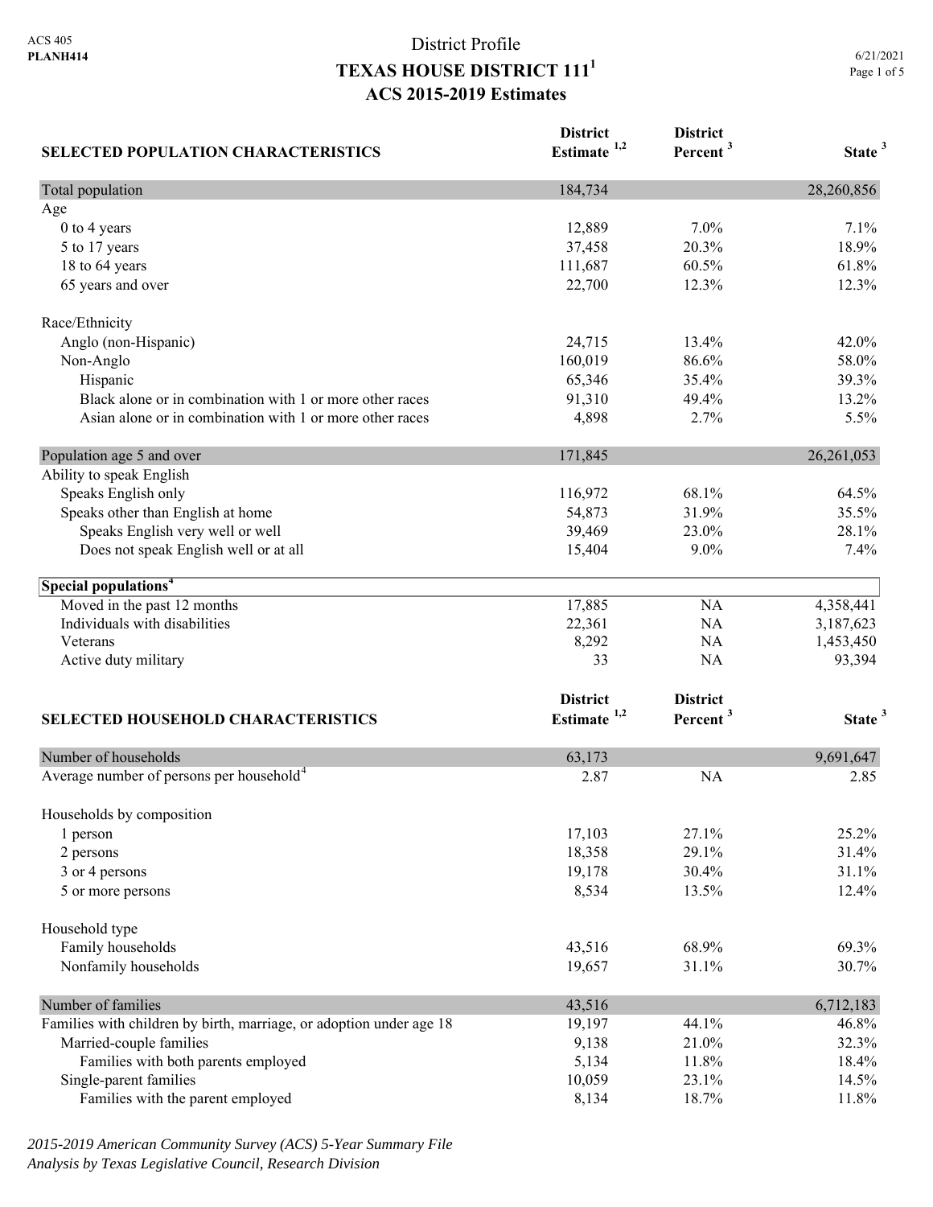ACS 405
**PLANH414**

# District Profile
# TEXAS HOUSE DISTRICT 111[1]
## ACS 2015-2019 Estimates

6/21/2021

| SELECTED POPULATION CHARACTERISTICS | District Estimate [1,2] | District Percent [3] | State [3] |
|---|---|---|---|
| Total population | 184,734 | | 28,260,856 |
| Age | | | |
| 0 to 4 years | 12,889 | 7.0% | 7.1% |
| 5 to 17 years | 37,458 | 20.3% | 18.9% |
| 18 to 64 years | 111,687 | 60.5% | 61.8% |
| 65 years and over | 22,700 | 12.3% | 12.3% |
| Race/Ethnicity | | | |
| Anglo (non-Hispanic) | 24,715 | 13.4% | 42.0% |
| Non-Anglo | 160,019 | 86.6% | 58.0% |
| Hispanic | 65,346 | 35.4% | 39.3% |
| Black alone or in combination with 1 or more other races | 91,310 | 49.4% | 13.2% |
| Asian alone or in combination with 1 or more other races | 4,898 | 2.7% | 5.5% |
| Population age 5 and over | 171,845 | | 26,261,053 |
| Ability to speak English | | | |
| Speaks English only | 116,972 | 68.1% | 64.5% |
| Speaks other than English at home | 54,873 | 31.9% | 35.5% |
| Speaks English very well or well | 39,469 | 23.0% | 28.1% |
| Does not speak English well or at all | 15,404 | 9.0% | 7.4% |
| **Special populations[4]** | | | |
| Moved in the past 12 months | 17,885 | NA | 4,358,441 |
| Individuals with disabilities | 22,361 | NA | 3,187,623 |
| Veterans | 8,292 | NA | 1,453,450 |
| Active duty military | 33 | NA | 93,394 |

| SELECTED HOUSEHOLD CHARACTERISTICS | District Estimate [1,2] | District Percent [3] | State [3] |
|---|---|---|---|
| Number of households | 63,173 | | 9,691,647 |
| Average number of persons per household[4] | 2.87 | NA | 2.85 |
| Households by composition | | | |
| 1 person | 17,103 | 27.1% | 25.2% |
| 2 persons | 18,358 | 29.1% | 31.4% |
| 3 or 4 persons | 19,178 | 30.4% | 31.1% |
| 5 or more persons | 8,534 | 13.5% | 12.4% |
| Household type | | | |
| Family households | 43,516 | 68.9% | 69.3% |
| Nonfamily households | 19,657 | 31.1% | 30.7% |
| Number of families | 43,516 | | 6,712,183 |
| Families with children by birth, marriage, or adoption under age 18 | 19,197 | 44.1% | 46.8% |
| Married-couple families | 9,138 | 21.0% | 32.3% |
| Families with both parents employed | 5,134 | 11.8% | 18.4% |
| Single-parent families | 10,059 | 23.1% | 14.5% |
| Families with the parent employed | 8,134 | 18.7% | 11.8% |

*2015-2019 American Community Survey (ACS) 5-Year Summary File*
*Analysis by Texas Legislative Council, Research Division*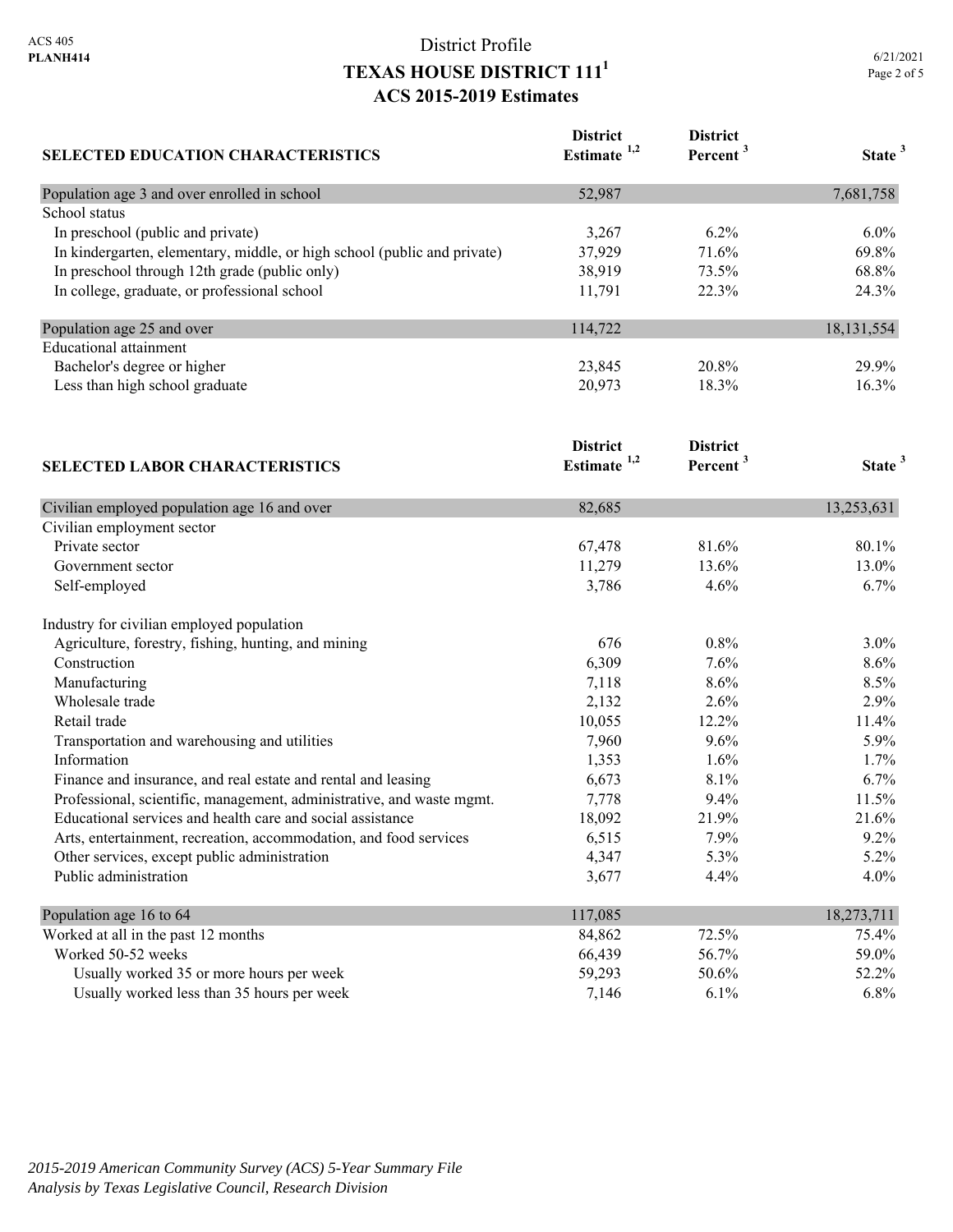ACS 405
**PLANH414**

District Profile

# TEXAS HOUSE DISTRICT 111[1]

## ACS 2015-2019 Estimates

6/21/2021

| SELECTED EDUCATION CHARACTERISTICS | District Estimate [1,2] | District Percent [3] | State [3] |
|---|---|---|---|
| Population age 3 and over enrolled in school | 52,987 | | 7,681,758 |
| School status | | | |
| In preschool (public and private) | 3,267 | 6.2% | 6.0% |
| In kindergarten, elementary, middle, or high school (public and private) | 37,929 | 71.6% | 69.8% |
| In preschool through 12th grade (public only) | 38,919 | 73.5% | 68.8% |
| In college, graduate, or professional school | 11,791 | 22.3% | 24.3% |
| Population age 25 and over | 114,722 | | 18,131,554 |
| Educational attainment | | | |
| Bachelor's degree or higher | 23,845 | 20.8% | 29.9% |
| Less than high school graduate | 20,973 | 18.3% | 16.3% |

| SELECTED LABOR CHARACTERISTICS | District Estimate [1,2] | District Percent [3] | State [3] |
|---|---|---|---|
| Civilian employed population age 16 and over | 82,685 | | 13,253,631 |
| Civilian employment sector | | | |
| Private sector | 67,478 | 81.6% | 80.1% |
| Government sector | 11,279 | 13.6% | 13.0% |
| Self-employed | 3,786 | 4.6% | 6.7% |
| Industry for civilian employed population | | | |
| Agriculture, forestry, fishing, hunting, and mining | 676 | 0.8% | 3.0% |
| Construction | 6,309 | 7.6% | 8.6% |
| Manufacturing | 7,118 | 8.6% | 8.5% |
| Wholesale trade | 2,132 | 2.6% | 2.9% |
| Retail trade | 10,055 | 12.2% | 11.4% |
| Transportation and warehousing and utilities | 7,960 | 9.6% | 5.9% |
| Information | 1,353 | 1.6% | 1.7% |
| Finance and insurance, and real estate and rental and leasing | 6,673 | 8.1% | 6.7% |
| Professional, scientific, management, administrative, and waste mgmt. | 7,778 | 9.4% | 11.5% |
| Educational services and health care and social assistance | 18,092 | 21.9% | 21.6% |
| Arts, entertainment, recreation, accommodation, and food services | 6,515 | 7.9% | 9.2% |
| Other services, except public administration | 4,347 | 5.3% | 5.2% |
| Public administration | 3,677 | 4.4% | 4.0% |
| Population age 16 to 64 | 117,085 | | 18,273,711 |
| Worked at all in the past 12 months | 84,862 | 72.5% | 75.4% |
| Worked 50-52 weeks | 66,439 | 56.7% | 59.0% |
| Usually worked 35 or more hours per week | 59,293 | 50.6% | 52.2% |
| Usually worked less than 35 hours per week | 7,146 | 6.1% | 6.8% |

*2015-2019 American Community Survey (ACS) 5-Year Summary File*
*Analysis by Texas Legislative Council, Research Division*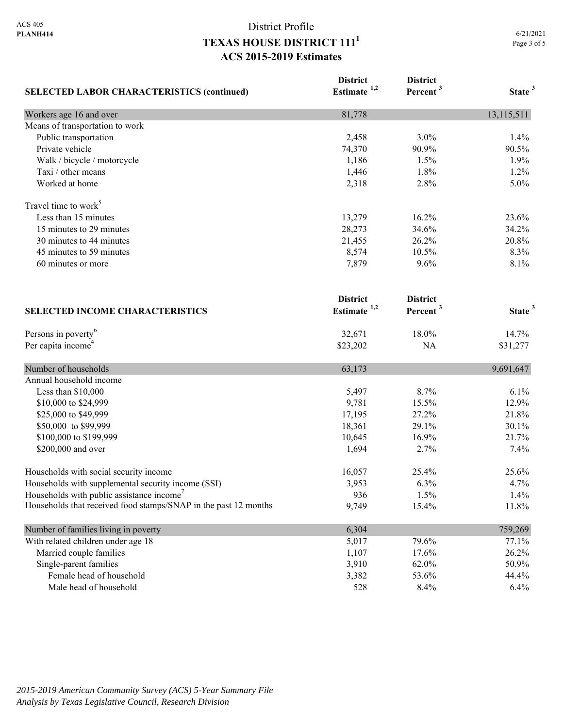District Profile

# TEXAS HOUSE DISTRICT 111[1]

## ACS 2015-2019 Estimates

| SELECTED LABOR CHARACTERISTICS (continued) | District Estimate [1,2] | District Percent [3] | State [3] |
|---|---|---|---|
| Workers age 16 and over | 81,778 | | 13,115,511 |
| Means of transportation to work | | | |
| Public transportation | 2,458 | 3.0% | 1.4% |
| Private vehicle | 74,370 | 90.9% | 90.5% |
| Walk / bicycle / motorcycle | 1,186 | 1.5% | 1.9% |
| Taxi / other means | 1,446 | 1.8% | 1.2% |
| Worked at home | 2,318 | 2.8% | 5.0% |
| Travel time to work[5] | | | |
| Less than 15 minutes | 13,279 | 16.2% | 23.6% |
| 15 minutes to 29 minutes | 28,273 | 34.6% | 34.2% |
| 30 minutes to 44 minutes | 21,455 | 26.2% | 20.8% |
| 45 minutes to 59 minutes | 8,574 | 10.5% | 8.3% |
| 60 minutes or more | 7,879 | 9.6% | 8.1% |

| SELECTED INCOME CHARACTERISTICS | District Estimate [1,2] | District Percent [3] | State [3] |
|---|---|---|---|
| Persons in poverty[6] | 32,671 | 18.0% | 14.7% |
| Per capita income[4] | \$23,202 | NA | \$31,277 |
| Number of households | 63,173 | | 9,691,647 |
| Annual household income | | | |
| Less than \$10,000 | 5,497 | 8.7% | 6.1% |
| \$10,000 to \$24,999 | 9,781 | 15.5% | 12.9% |
| \$25,000 to \$49,999 | 17,195 | 27.2% | 21.8% |
| \$50,000 to \$99,999 | 18,361 | 29.1% | 30.1% |
| \$100,000 to \$199,999 | 10,645 | 16.9% | 21.7% |
| \$200,000 and over | 1,694 | 2.7% | 7.4% |
| Households with social security income | 16,057 | 25.4% | 25.6% |
| Households with supplemental security income (SSI) | 3,953 | 6.3% | 4.7% |
| Households with public assistance income[7] | 936 | 1.5% | 1.4% |
| Households that received food stamps/SNAP in the past 12 months | 9,749 | 15.4% | 11.8% |
| Number of families living in poverty | 6,304 | | 759,269 |
| With related children under age 18 | 5,017 | 79.6% | 77.1% |
| Married couple families | 1,107 | 17.6% | 26.2% |
| Single-parent families | 3,910 | 62.0% | 50.9% |
| Female head of household | 3,382 | 53.6% | 44.4% |
| Male head of household | 528 | 8.4% | 6.4% |

*2015-2019 American Community Survey (ACS) 5-Year Summary File*
*Analysis by Texas Legislative Council, Research Division*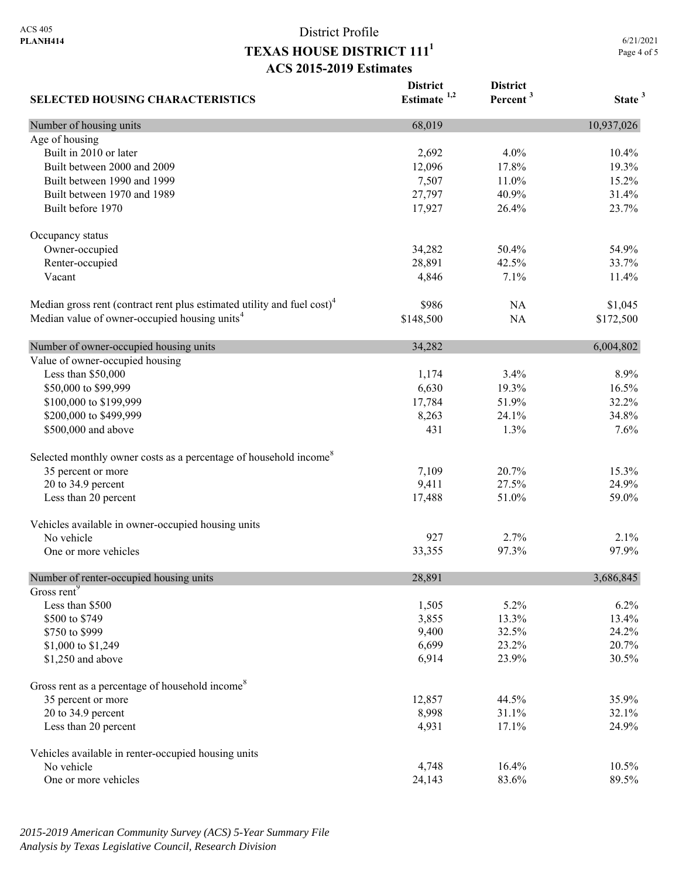ACS 405
**PLANH414**

# District Profile
## TEXAS HOUSE DISTRICT 111[1]
## ACS 2015-2019 Estimates

6/21/2021

| SELECTED HOUSING CHARACTERISTICS | District Estimate [1,2] | District Percent [3] | State [3] |
|---|---|---|---|
| Number of housing units | 68,019 | | 10,937,026 |
| Age of housing | | | |
| Built in 2010 or later | 2,692 | 4.0% | 10.4% |
| Built between 2000 and 2009 | 12,096 | 17.8% | 19.3% |
| Built between 1990 and 1999 | 7,507 | 11.0% | 15.2% |
| Built between 1970 and 1989 | 27,797 | 40.9% | 31.4% |
| Built before 1970 | 17,927 | 26.4% | 23.7% |
| Occupancy status | | | |
| Owner-occupied | 34,282 | 50.4% | 54.9% |
| Renter-occupied | 28,891 | 42.5% | 33.7% |
| Vacant | 4,846 | 7.1% | 11.4% |
| Median gross rent (contract rent plus estimated utility and fuel cost)[4] | $986 | NA | $1,045 |
| Median value of owner-occupied housing units[4] | $148,500 | NA | $172,500 |
| Number of owner-occupied housing units | 34,282 | | 6,004,802 |
| Value of owner-occupied housing | | | |
| Less than $50,000 | 1,174 | 3.4% | 8.9% |
| $50,000 to $99,999 | 6,630 | 19.3% | 16.5% |
| $100,000 to $199,999 | 17,784 | 51.9% | 32.2% |
| $200,000 to $499,999 | 8,263 | 24.1% | 34.8% |
| $500,000 and above | 431 | 1.3% | 7.6% |
| Selected monthly owner costs as a percentage of household income[8] | | | |
| 35 percent or more | 7,109 | 20.7% | 15.3% |
| 20 to 34.9 percent | 9,411 | 27.5% | 24.9% |
| Less than 20 percent | 17,488 | 51.0% | 59.0% |
| Vehicles available in owner-occupied housing units | | | |
| No vehicle | 927 | 2.7% | 2.1% |
| One or more vehicles | 33,355 | 97.3% | 97.9% |
| Number of renter-occupied housing units | 28,891 | | 3,686,845 |
| Gross rent[9] | | | |
| Less than $500 | 1,505 | 5.2% | 6.2% |
| $500 to $749 | 3,855 | 13.3% | 13.4% |
| $750 to $999 | 9,400 | 32.5% | 24.2% |
| $1,000 to $1,249 | 6,699 | 23.2% | 20.7% |
| $1,250 and above | 6,914 | 23.9% | 30.5% |
| Gross rent as a percentage of household income[8] | | | |
| 35 percent or more | 12,857 | 44.5% | 35.9% |
| 20 to 34.9 percent | 8,998 | 31.1% | 32.1% |
| Less than 20 percent | 4,931 | 17.1% | 24.9% |
| Vehicles available in renter-occupied housing units | | | |
| No vehicle | 4,748 | 16.4% | 10.5% |
| One or more vehicles | 24,143 | 83.6% | 89.5% |

*2015-2019 American Community Survey (ACS) 5-Year Summary File*
*Analysis by Texas Legislative Council, Research Division*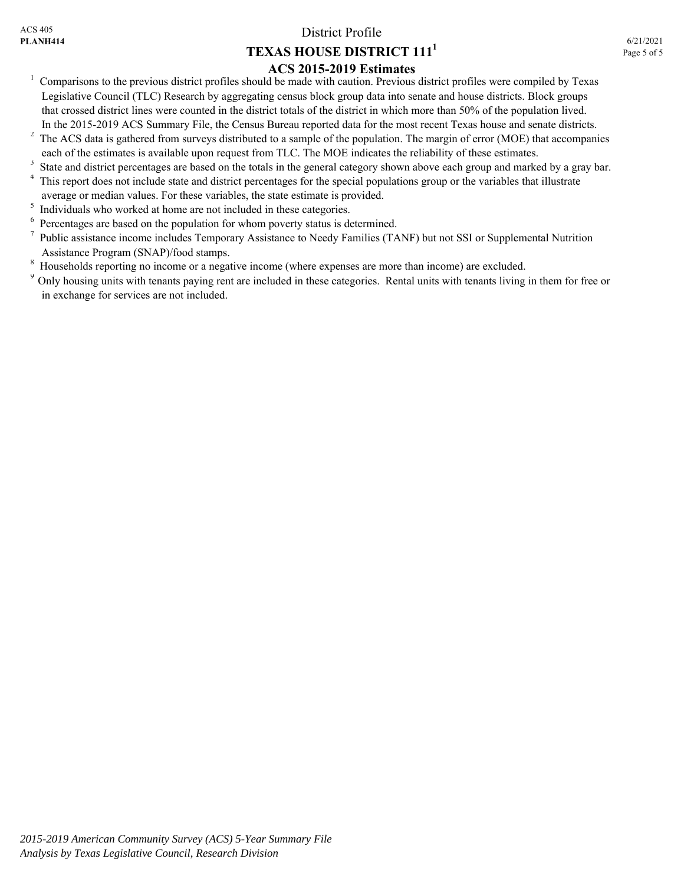[1] Comparisons to the previous district profiles should be made with caution. Previous district profiles were compiled by Texas Legislative Council (TLC) Research by aggregating census block group data into senate and house districts. Block groups that crossed district lines were counted in the district totals of the district in which more than 50% of the population lived. In the 2015-2019 ACS Summary File, the Census Bureau reported data for the most recent Texas house and senate districts.

[2] The ACS data is gathered from surveys distributed to a sample of the population. The margin of error (MOE) that accompanies each of the estimates is available upon request from TLC. The MOE indicates the reliability of these estimates.

[3] State and district percentages are based on the totals in the general category shown above each group and marked by a gray bar.

[4] This report does not include state and district percentages for the special populations group or the variables that illustrate average or median values. For these variables, the state estimate is provided.

[5] Individuals who worked at home are not included in these categories.

[6] Percentages are based on the population for whom poverty status is determined.

[7] Public assistance income includes Temporary Assistance to Needy Families (TANF) but not SSI or Supplemental Nutrition Assistance Program (SNAP)/food stamps.

[8] Households reporting no income or a negative income (where expenses are more than income) are excluded.

[9] Only housing units with tenants paying rent are included in these categories. Rental units with tenants living in them for free or in exchange for services are not included.